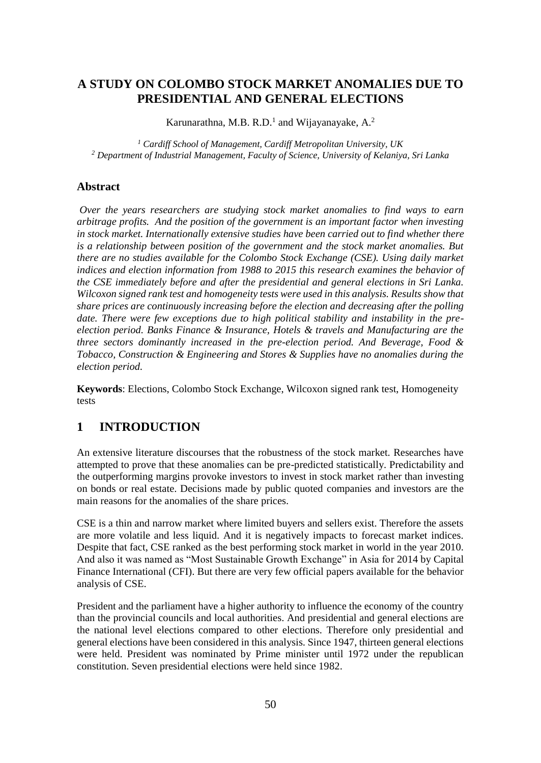# A STUDY ON COLOMBO STOCK MARKET ANOMALIES DUE TO PRESIDENTIAL AND GENERAL ELECTIONS

Karunarathna, M.B. R.D.[1] and Wijayanayake, A.[2]

*[1] Cardiff School of Management, Cardiff Metropolitan University, UK*
*[2] Department of Industrial Management, Faculty of Science, University of Kelaniya, Sri Lanka*

## Abstract

*Over the years researchers are studying stock market anomalies to find ways to earn arbitrage profits. And the position of the government is an important factor when investing in stock market. Internationally extensive studies have been carried out to find whether there is a relationship between position of the government and the stock market anomalies. But there are no studies available for the Colombo Stock Exchange (CSE). Using daily market indices and election information from 1988 to 2015 this research examines the behavior of the CSE immediately before and after the presidential and general elections in Sri Lanka. Wilcoxon signed rank test and homogeneity tests were used in this analysis. Results show that share prices are continuously increasing before the election and decreasing after the polling date. There were few exceptions due to high political stability and instability in the pre-election period. Banks Finance & Insurance, Hotels & travels and Manufacturing are the three sectors dominantly increased in the pre-election period. And Beverage, Food & Tobacco, Construction & Engineering and Stores & Supplies have no anomalies during the election period.*

**Keywords**: Elections, Colombo Stock Exchange, Wilcoxon signed rank test, Homogeneity tests

## 1 INTRODUCTION

An extensive literature discourses that the robustness of the stock market. Researches have attempted to prove that these anomalies can be pre-predicted statistically. Predictability and the outperforming margins provoke investors to invest in stock market rather than investing on bonds or real estate. Decisions made by public quoted companies and investors are the main reasons for the anomalies of the share prices.

CSE is a thin and narrow market where limited buyers and sellers exist. Therefore the assets are more volatile and less liquid. And it is negatively impacts to forecast market indices. Despite that fact, CSE ranked as the best performing stock market in world in the year 2010. And also it was named as "Most Sustainable Growth Exchange" in Asia for 2014 by Capital Finance International (CFI). But there are very few official papers available for the behavior analysis of CSE.

President and the parliament have a higher authority to influence the economy of the country than the provincial councils and local authorities. And presidential and general elections are the national level elections compared to other elections. Therefore only presidential and general elections have been considered in this analysis. Since 1947, thirteen general elections were held. President was nominated by Prime minister until 1972 under the republican constitution. Seven presidential elections were held since 1982.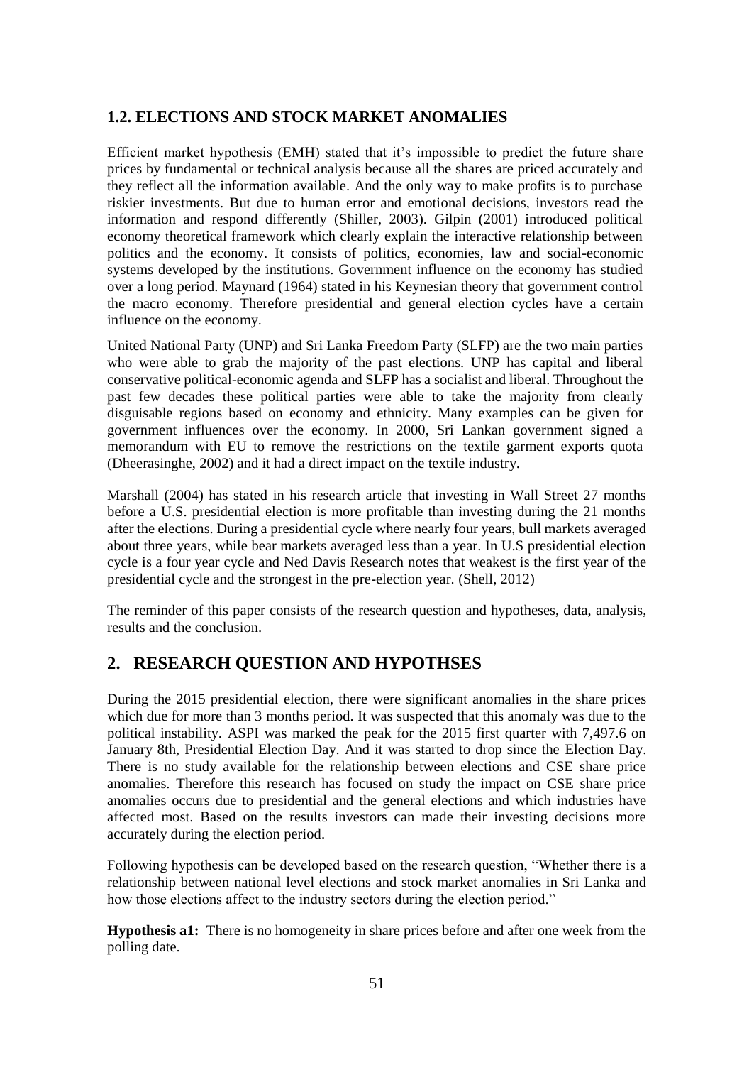### 1.2. ELECTIONS AND STOCK MARKET ANOMALIES

Efficient market hypothesis (EMH) stated that it's impossible to predict the future share prices by fundamental or technical analysis because all the shares are priced accurately and they reflect all the information available. And the only way to make profits is to purchase riskier investments. But due to human error and emotional decisions, investors read the information and respond differently (Shiller, 2003). Gilpin (2001) introduced political economy theoretical framework which clearly explain the interactive relationship between politics and the economy. It consists of politics, economies, law and social-economic systems developed by the institutions. Government influence on the economy has studied over a long period. Maynard (1964) stated in his Keynesian theory that government control the macro economy. Therefore presidential and general election cycles have a certain influence on the economy.

United National Party (UNP) and Sri Lanka Freedom Party (SLFP) are the two main parties who were able to grab the majority of the past elections. UNP has capital and liberal conservative political-economic agenda and SLFP has a socialist and liberal. Throughout the past few decades these political parties were able to take the majority from clearly disguisable regions based on economy and ethnicity. Many examples can be given for government influences over the economy. In 2000, Sri Lankan government signed a memorandum with EU to remove the restrictions on the textile garment exports quota (Dheerasinghe, 2002) and it had a direct impact on the textile industry.

Marshall (2004) has stated in his research article that investing in Wall Street 27 months before a U.S. presidential election is more profitable than investing during the 21 months after the elections. During a presidential cycle where nearly four years, bull markets averaged about three years, while bear markets averaged less than a year. In U.S presidential election cycle is a four year cycle and Ned Davis Research notes that weakest is the first year of the presidential cycle and the strongest in the pre-election year. (Shell, 2012)

The reminder of this paper consists of the research question and hypotheses, data, analysis, results and the conclusion.

## 2. RESEARCH QUESTION AND HYPOTHSES

During the 2015 presidential election, there were significant anomalies in the share prices which due for more than 3 months period. It was suspected that this anomaly was due to the political instability. ASPI was marked the peak for the 2015 first quarter with 7,497.6 on January 8th, Presidential Election Day. And it was started to drop since the Election Day. There is no study available for the relationship between elections and CSE share price anomalies. Therefore this research has focused on study the impact on CSE share price anomalies occurs due to presidential and the general elections and which industries have affected most. Based on the results investors can made their investing decisions more accurately during the election period.

Following hypothesis can be developed based on the research question, "Whether there is a relationship between national level elections and stock market anomalies in Sri Lanka and how those elections affect to the industry sectors during the election period."

**Hypothesis a1:** There is no homogeneity in share prices before and after one week from the polling date.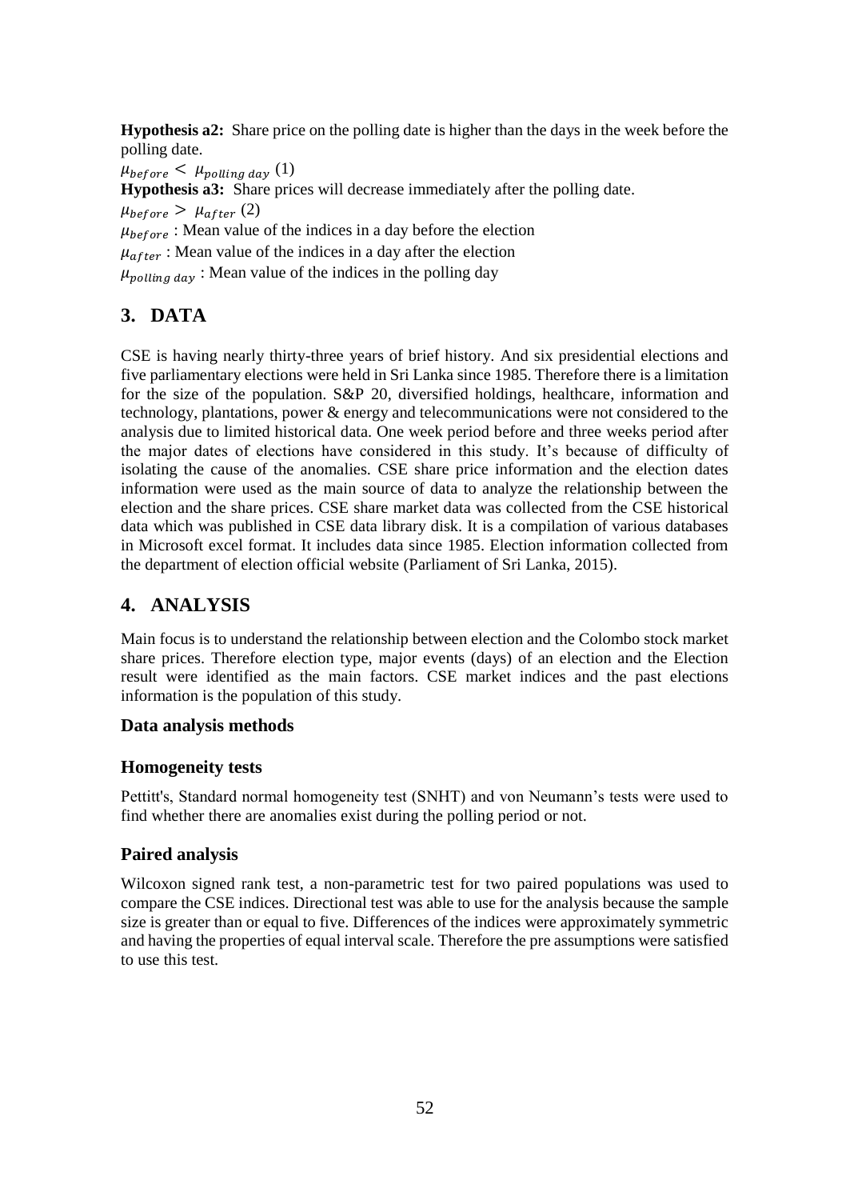**Hypothesis a2:** Share price on the polling date is higher than the days in the week before the polling date.

$\mu_{before} < \mu_{polling\ day}$ (1)

**Hypothesis a3:** Share prices will decrease immediately after the polling date.

$\mu_{before} > \mu_{after}$ (2)

$\mu_{before}$ : Mean value of the indices in a day before the election

$\mu_{after}$ : Mean value of the indices in a day after the election

$\mu_{polling\ day}$ : Mean value of the indices in the polling day

## 3. DATA

CSE is having nearly thirty-three years of brief history. And six presidential elections and five parliamentary elections were held in Sri Lanka since 1985. Therefore there is a limitation for the size of the population. S&P 20, diversified holdings, healthcare, information and technology, plantations, power & energy and telecommunications were not considered to the analysis due to limited historical data. One week period before and three weeks period after the major dates of elections have considered in this study. It's because of difficulty of isolating the cause of the anomalies. CSE share price information and the election dates information were used as the main source of data to analyze the relationship between the election and the share prices. CSE share market data was collected from the CSE historical data which was published in CSE data library disk. It is a compilation of various databases in Microsoft excel format. It includes data since 1985. Election information collected from the department of election official website (Parliament of Sri Lanka, 2015).

## 4. ANALYSIS

Main focus is to understand the relationship between election and the Colombo stock market share prices. Therefore election type, major events (days) of an election and the Election result were identified as the main factors. CSE market indices and the past elections information is the population of this study.

### Data analysis methods

### Homogeneity tests

Pettitt's, Standard normal homogeneity test (SNHT) and von Neumann's tests were used to find whether there are anomalies exist during the polling period or not.

### Paired analysis

Wilcoxon signed rank test, a non-parametric test for two paired populations was used to compare the CSE indices. Directional test was able to use for the analysis because the sample size is greater than or equal to five. Differences of the indices were approximately symmetric and having the properties of equal interval scale. Therefore the pre assumptions were satisfied to use this test.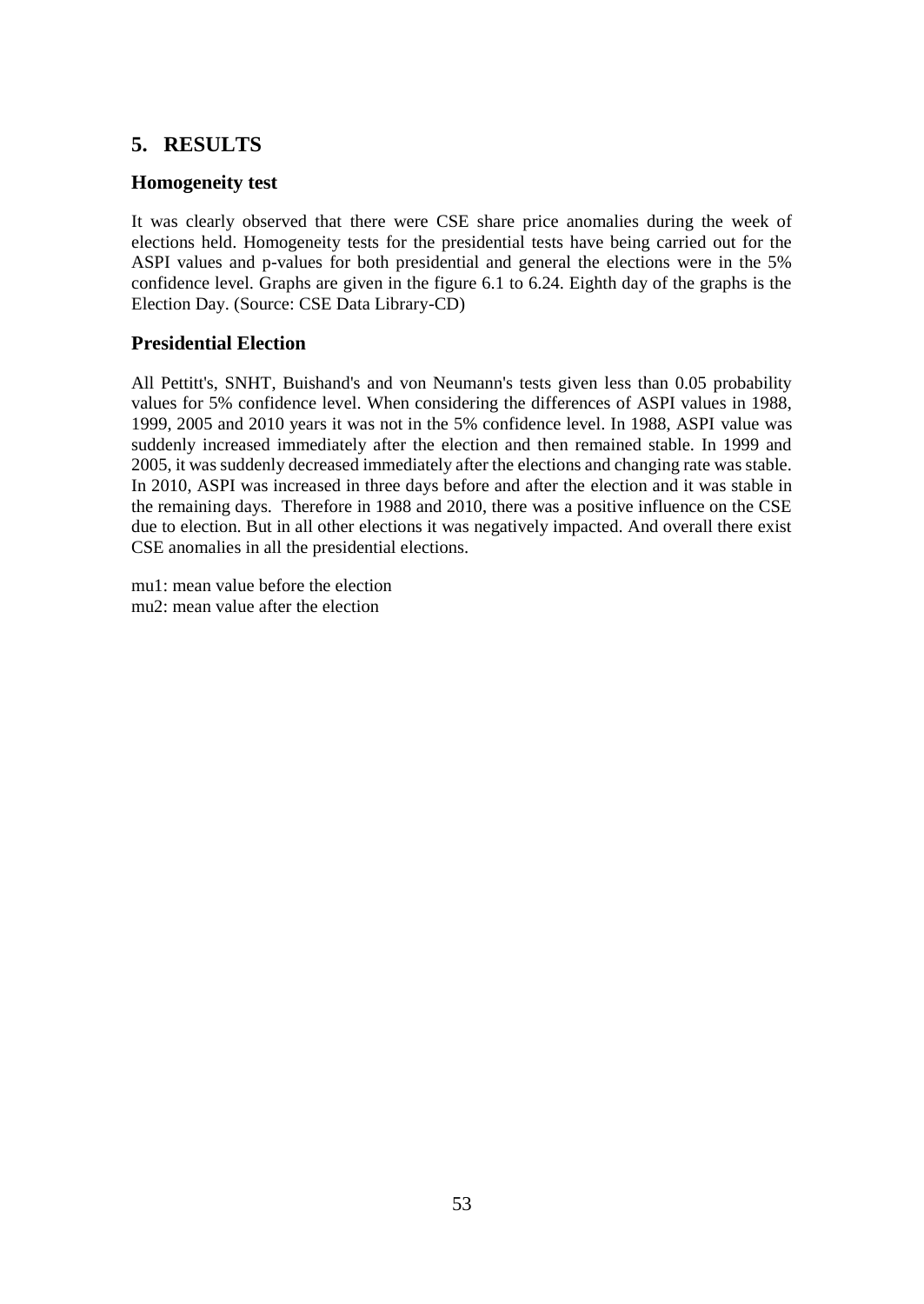# 5. RESULTS

## Homogeneity test

It was clearly observed that there were CSE share price anomalies during the week of elections held. Homogeneity tests for the presidential tests have being carried out for the ASPI values and p-values for both presidential and general the elections were in the 5% confidence level. Graphs are given in the figure 6.1 to 6.24. Eighth day of the graphs is the Election Day. (Source: CSE Data Library-CD)

## Presidential Election

All Pettitt's, SNHT, Buishand's and von Neumann's tests given less than 0.05 probability values for 5% confidence level. When considering the differences of ASPI values in 1988, 1999, 2005 and 2010 years it was not in the 5% confidence level. In 1988, ASPI value was suddenly increased immediately after the election and then remained stable. In 1999 and 2005, it was suddenly decreased immediately after the elections and changing rate was stable. In 2010, ASPI was increased in three days before and after the election and it was stable in the remaining days. Therefore in 1988 and 2010, there was a positive influence on the CSE due to election. But in all other elections it was negatively impacted. And overall there exist CSE anomalies in all the presidential elections.

mu1: mean value before the election
mu2: mean value after the election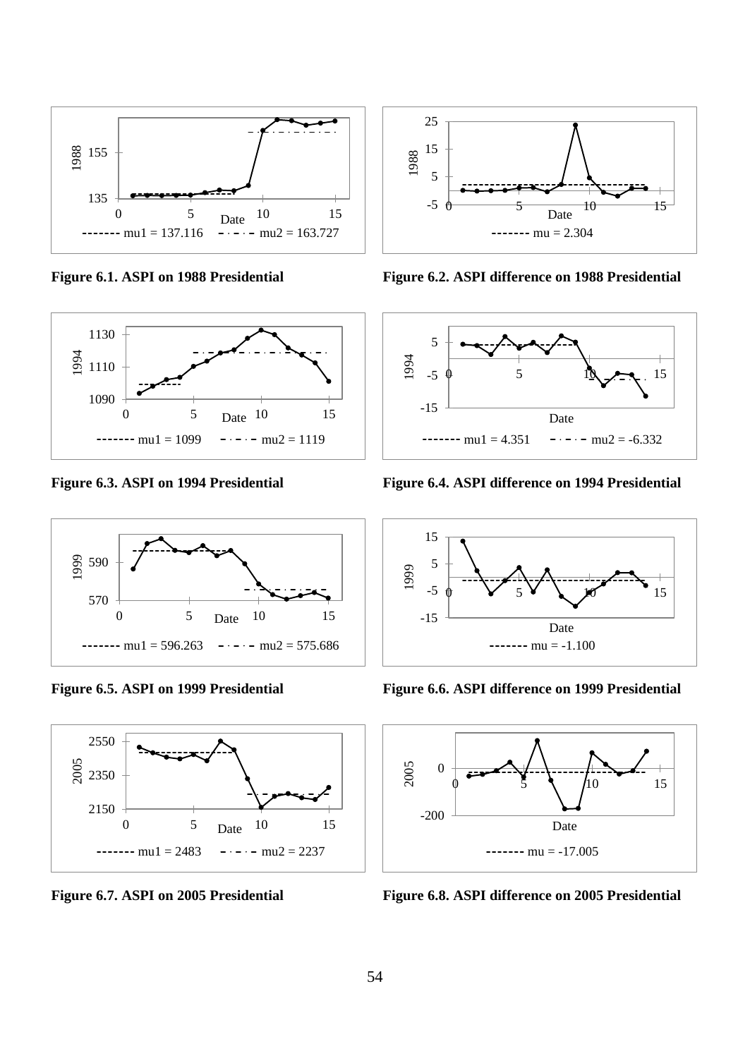Figure 6.1. ASPI on 1988 Presidential

Figure 6.2. ASPI difference on 1988 Presidential

Figure 6.3. ASPI on 1994 Presidential

Figure 6.4. ASPI difference on 1994 Presidential

Figure 6.5. ASPI on 1999 Presidential

Figure 6.6. ASPI difference on 1999 Presidential

Figure 6.7. ASPI on 2005 Presidential

Figure 6.8. ASPI difference on 2005 Presidential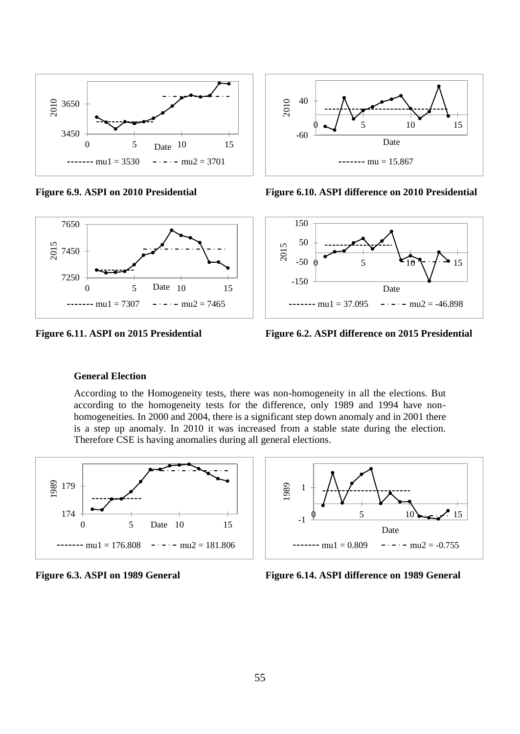Figure 6.9. ASPI on 2010 Presidential

Figure 6.10. ASPI difference on 2010 Presidential

Figure 6.11. ASPI on 2015 Presidential

Figure 6.2. ASPI difference on 2015 Presidential

**General Election**

According to the Homogeneity tests, there was non-homogeneity in all the elections. But according to the homogeneity tests for the difference, only 1989 and 1994 have non-homogeneities. In 2000 and 2004, there is a significant step down anomaly and in 2001 there is a step up anomaly. In 2010 it was increased from a stable state during the election. Therefore CSE is having anomalies during all general elections.

Figure 6.3. ASPI on 1989 General

Figure 6.14. ASPI difference on 1989 General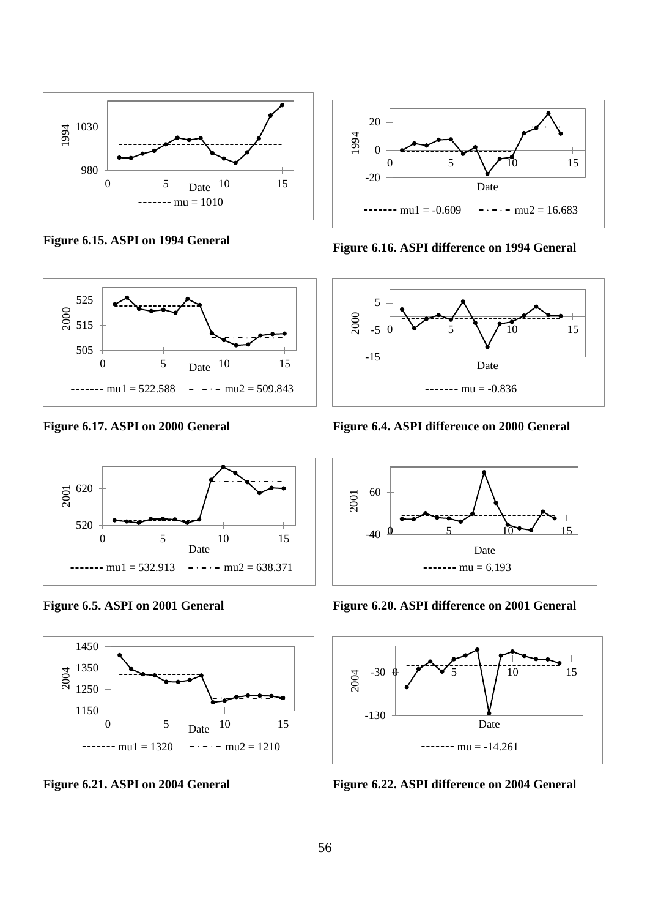**Figure 6.15. ASPI on 1994 General**

**Figure 6.16. ASPI difference on 1994 General**

**Figure 6.17. ASPI on 2000 General**

**Figure 6.4. ASPI difference on 2000 General**

**Figure 6.5. ASPI on 2001 General**

**Figure 6.20. ASPI difference on 2001 General**

**Figure 6.21. ASPI on 2004 General**

**Figure 6.22. ASPI difference on 2004 General**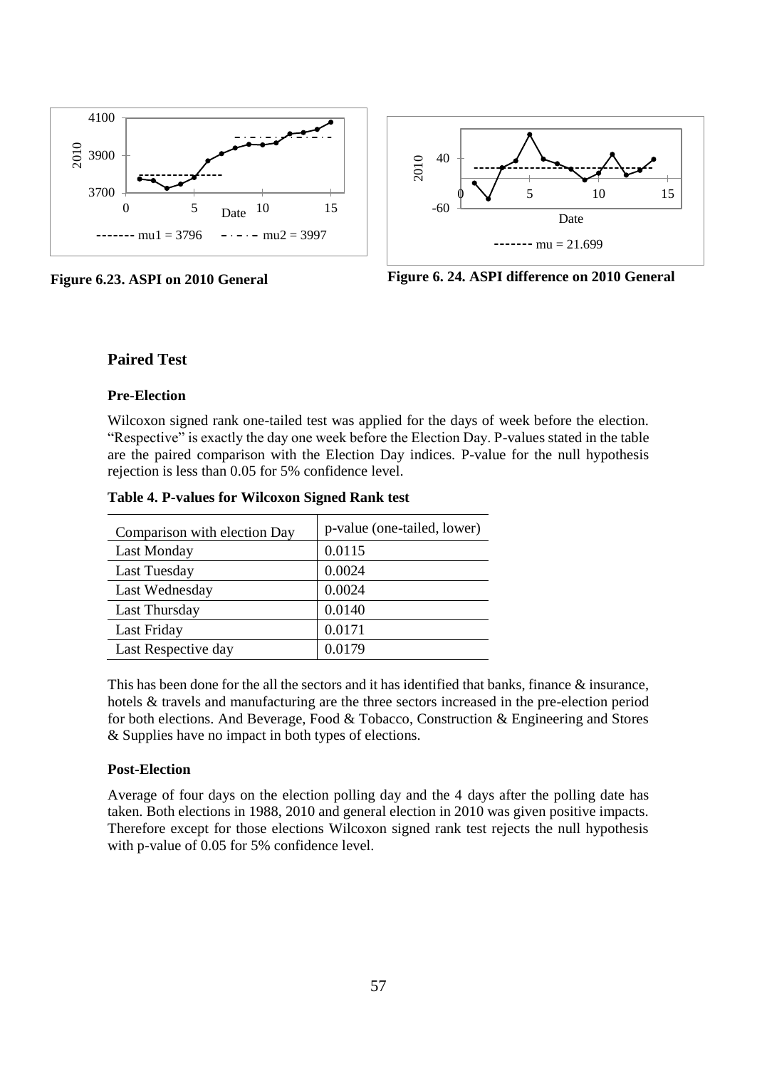Figure 6.23. ASPI on 2010 General

Figure 6. 24. ASPI difference on 2010 General

## Paired Test

### Pre-Election

Wilcoxon signed rank one-tailed test was applied for the days of week before the election. "Respective" is exactly the day one week before the Election Day. P-values stated in the table are the paired comparison with the Election Day indices. P-value for the null hypothesis rejection is less than 0.05 for 5% confidence level.

**Table 4. P-values for Wilcoxon Signed Rank test**

| Comparison with election Day | p-value (one-tailed, lower) |
|---|---|
| Last Monday | 0.0115 |
| Last Tuesday | 0.0024 |
| Last Wednesday | 0.0024 |
| Last Thursday | 0.0140 |
| Last Friday | 0.0171 |
| Last Respective day | 0.0179 |

This has been done for the all the sectors and it has identified that banks, finance & insurance, hotels & travels and manufacturing are the three sectors increased in the pre-election period for both elections. And Beverage, Food & Tobacco, Construction & Engineering and Stores & Supplies have no impact in both types of elections.

### Post-Election

Average of four days on the election polling day and the 4 days after the polling date has taken. Both elections in 1988, 2010 and general election in 2010 was given positive impacts. Therefore except for those elections Wilcoxon signed rank test rejects the null hypothesis with p-value of 0.05 for 5% confidence level.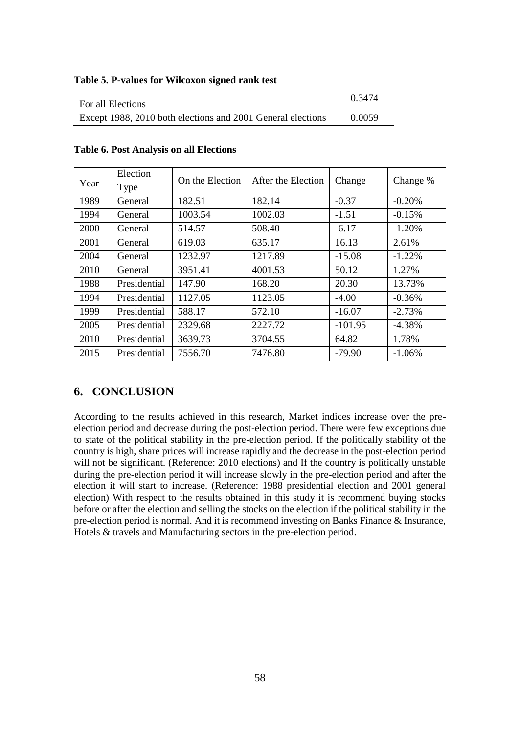**Table 5. P-values for Wilcoxon signed rank test**

| | |
|---|---|
| For all Elections | 0.3474 |
| Except 1988, 2010 both elections and 2001 General elections | 0.0059 |

**Table 6. Post Analysis on all Elections**

| Year | Election Type | On the Election | After the Election | Change | Change % |
|---|---|---|---|---|---|
| 1989 | General | 182.51 | 182.14 | -0.37 | -0.20% |
| 1994 | General | 1003.54 | 1002.03 | -1.51 | -0.15% |
| 2000 | General | 514.57 | 508.40 | -6.17 | -1.20% |
| 2001 | General | 619.03 | 635.17 | 16.13 | 2.61% |
| 2004 | General | 1232.97 | 1217.89 | -15.08 | -1.22% |
| 2010 | General | 3951.41 | 4001.53 | 50.12 | 1.27% |
| 1988 | Presidential | 147.90 | 168.20 | 20.30 | 13.73% |
| 1994 | Presidential | 1127.05 | 1123.05 | -4.00 | -0.36% |
| 1999 | Presidential | 588.17 | 572.10 | -16.07 | -2.73% |
| 2005 | Presidential | 2329.68 | 2227.72 | -101.95 | -4.38% |
| 2010 | Presidential | 3639.73 | 3704.55 | 64.82 | 1.78% |
| 2015 | Presidential | 7556.70 | 7476.80 | -79.90 | -1.06% |

## 6. CONCLUSION

According to the results achieved in this research, Market indices increase over the pre-election period and decrease during the post-election period. There were few exceptions due to state of the political stability in the pre-election period. If the politically stability of the country is high, share prices will increase rapidly and the decrease in the post-election period will not be significant. (Reference: 2010 elections) and If the country is politically unstable during the pre-election period it will increase slowly in the pre-election period and after the election it will start to increase. (Reference: 1988 presidential election and 2001 general election) With respect to the results obtained in this study it is recommend buying stocks before or after the election and selling the stocks on the election if the political stability in the pre-election period is normal. And it is recommend investing on Banks Finance & Insurance, Hotels & travels and Manufacturing sectors in the pre-election period.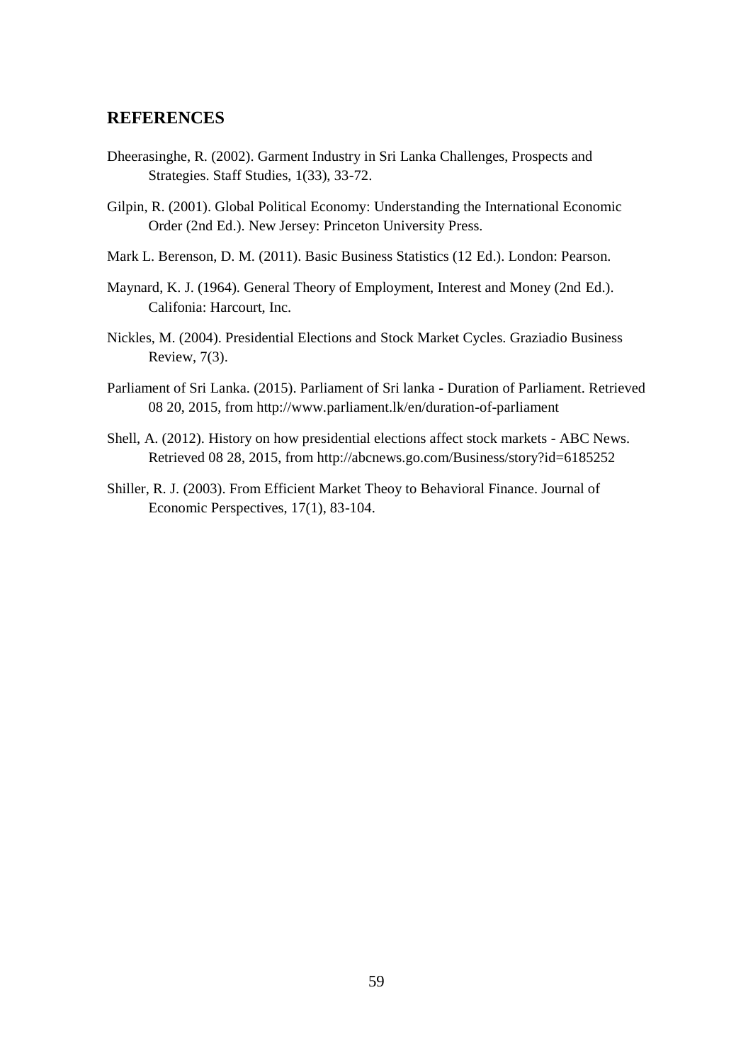## REFERENCES

Dheerasinghe, R. (2002). Garment Industry in Sri Lanka Challenges, Prospects and Strategies. Staff Studies, 1(33), 33-72.

Gilpin, R. (2001). Global Political Economy: Understanding the International Economic Order (2nd Ed.). New Jersey: Princeton University Press.

Mark L. Berenson, D. M. (2011). Basic Business Statistics (12 Ed.). London: Pearson.

Maynard, K. J. (1964). General Theory of Employment, Interest and Money (2nd Ed.). Califonia: Harcourt, Inc.

Nickles, M. (2004). Presidential Elections and Stock Market Cycles. Graziadio Business Review, 7(3).

Parliament of Sri Lanka. (2015). Parliament of Sri lanka - Duration of Parliament. Retrieved 08 20, 2015, from http://www.parliament.lk/en/duration-of-parliament

Shell, A. (2012). History on how presidential elections affect stock markets - ABC News. Retrieved 08 28, 2015, from http://abcnews.go.com/Business/story?id=6185252

Shiller, R. J. (2003). From Efficient Market Theoy to Behavioral Finance. Journal of Economic Perspectives, 17(1), 83-104.